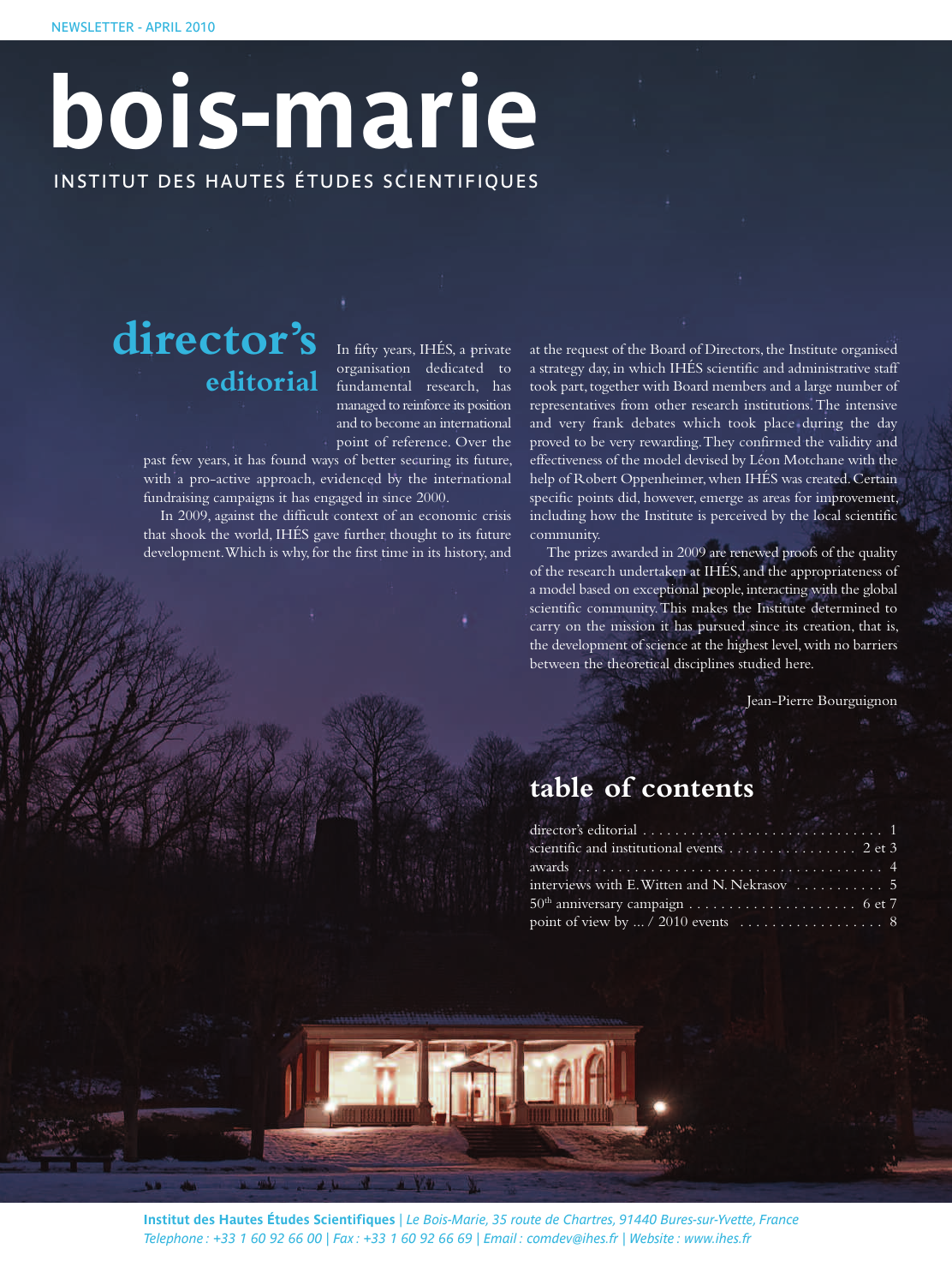NEWSLETTER - APRIL 2010

# bois-marie

INSTITUT DES HAUTES ÉTUDES SCIENTIFIQUES

## director's editorial

In fifty years, IHÉS, a private organisation dedicated to fundamental research, has managed to reinforce its position and to become an international point of reference. Over the past few years, it has found ways of better securing its future, with a pro-active approach, evidenced by the international fundraising campaigns it has engaged in since 2000.

In 2009, against the difficult context of an economic crisis that shook the world, IHÉS gave further thought to its future development. Which is why, for the first time in its history, and at the request of the Board of Directors, the Institute organised a strategy day, in which IHÉS scientific and administrative staff took part, together with Board members and a large number of representatives from other research institutions. The intensive and very frank debates which took place during the day proved to be very rewarding. They confirmed the validity and effectiveness of the model devised by Léon Motchane with the help of Robert Oppenheimer, when IHÉS was created. Certain specific points did, however, emerge as areas for improvement, including how the Institute is perceived by the local scientific community.

The prizes awarded in 2009 are renewed proofs of the quality of the research undertaken at IHÉS, and the appropriateness of a model based on exceptional people, interacting with the global scientific community. This makes the Institute determined to carry on the mission it has pursued since its creation, that is, the development of science at the highest level, with no barriers between the theoretical disciplines studied here.

Jean-Pierre Bourguignon

## table of contents

director's editorial .......... 1
scientific and institutional events .......... 2 et 3
awards .......... 4
interviews with E. Witten and N. Nekrasov .......... 5
50th anniversary campaign .......... 6 et 7
point of view by ... / 2010 events .......... 8

**Institut des Hautes Études Scientifiques** | *Le Bois-Marie, 35 route de Chartres, 91440 Bures-sur-Yvette, France*
*Telephone : +33 1 60 92 66 00 | Fax : +33 1 60 92 66 69 | Email : comdev@ihes.fr | Website : www.ihes.fr*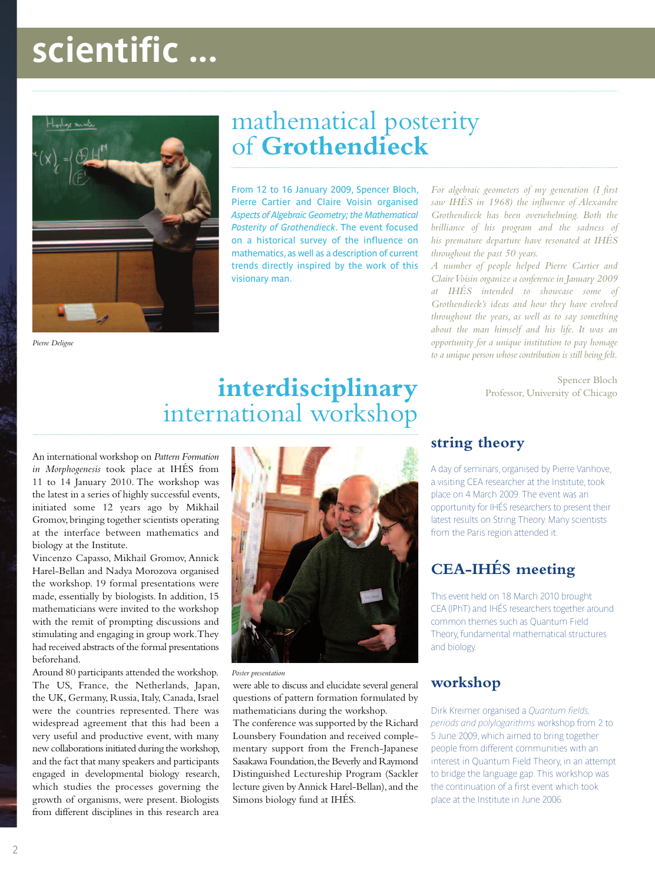# scientific ...

Pierre Deligne

## mathematical posterity of **Grothendieck**

From 12 to 16 January 2009, Spencer Bloch, Pierre Cartier and Claire Voisin organised *Aspects of Algebraic Geometry; the Mathematical Posterity of Grothendieck*. The event focused on a historical survey of the influence on mathematics, as well as a description of current trends directly inspired by the work of this visionary man.

*For algebraic geometers of my generation (I first saw IHÉS in 1968) the influence of Alexandre Grothendieck has been overwhelming. Both the brilliance of his program and the sadness of his premature departure have resonated at IHÉS throughout the past 50 years.*

*A number of people helped Pierre Cartier and Claire Voisin organize a conference in January 2009 at IHÉS intended to showcase some of Grothendieck's ideas and how they have evolved throughout the years, as well as to say something about the man himself and his life. It was an opportunity for a unique institution to pay homage to a unique person whose contribution is still being felt.*

Spencer Bloch
Professor, University of Chicago

## **interdisciplinary** international workshop

An international workshop on *Pattern Formation in Morphogenesis* took place at IHÉS from 11 to 14 January 2010. The workshop was the latest in a series of highly successful events, initiated some 12 years ago by Mikhail Gromov, bringing together scientists operating at the interface between mathematics and biology at the Institute.

Vincenzo Capasso, Mikhail Gromov, Annick Harel-Bellan and Nadya Morozova organised the workshop. 19 formal presentations were made, essentially by biologists. In addition, 15 mathematicians were invited to the workshop with the remit of prompting discussions and stimulating and engaging in group work. They had received abstracts of the formal presentations beforehand.

Around 80 participants attended the workshop. The US, France, the Netherlands, Japan, the UK, Germany, Russia, Italy, Canada, Israel were the countries represented. There was widespread agreement that this had been a very useful and productive event, with many new collaborations initiated during the workshop, and the fact that many speakers and participants engaged in developmental biology research, which studies the processes governing the growth of organisms, were present. Biologists from different disciplines in this research area were able to discuss and elucidate several general questions of pattern formation formulated by mathematicians during the workshop.

Poster presentation

The conference was supported by the Richard Lounsbery Foundation and received complementary support from the French-Japanese Sasakawa Foundation, the Beverly and Raymond Distinguished Lectureship Program (Sackler lecture given by Annick Harel-Bellan), and the Simons biology fund at IHÉS.

### string theory

A day of seminars, organised by Pierre Vanhove, a visiting CEA researcher at the Institute, took place on 4 March 2009. The event was an opportunity for IHÉS researchers to present their latest results on String Theory. Many scientists from the Paris region attended it.

### CEA-IHÉS meeting

This event held on 18 March 2010 brought CEA (IPhT) and IHÉS researchers together around common themes such as Quantum Field Theory, fundamental mathematical structures and biology.

### workshop

Dirk Kreimer organised a *Quantum fields, periods and polylogarithms* workshop from 2 to 5 June 2009, which aimed to bring together people from different communities with an interest in Quantum Field Theory, in an attempt to bridge the language gap. This workshop was the continuation of a first event which took place at the Institute in June 2006.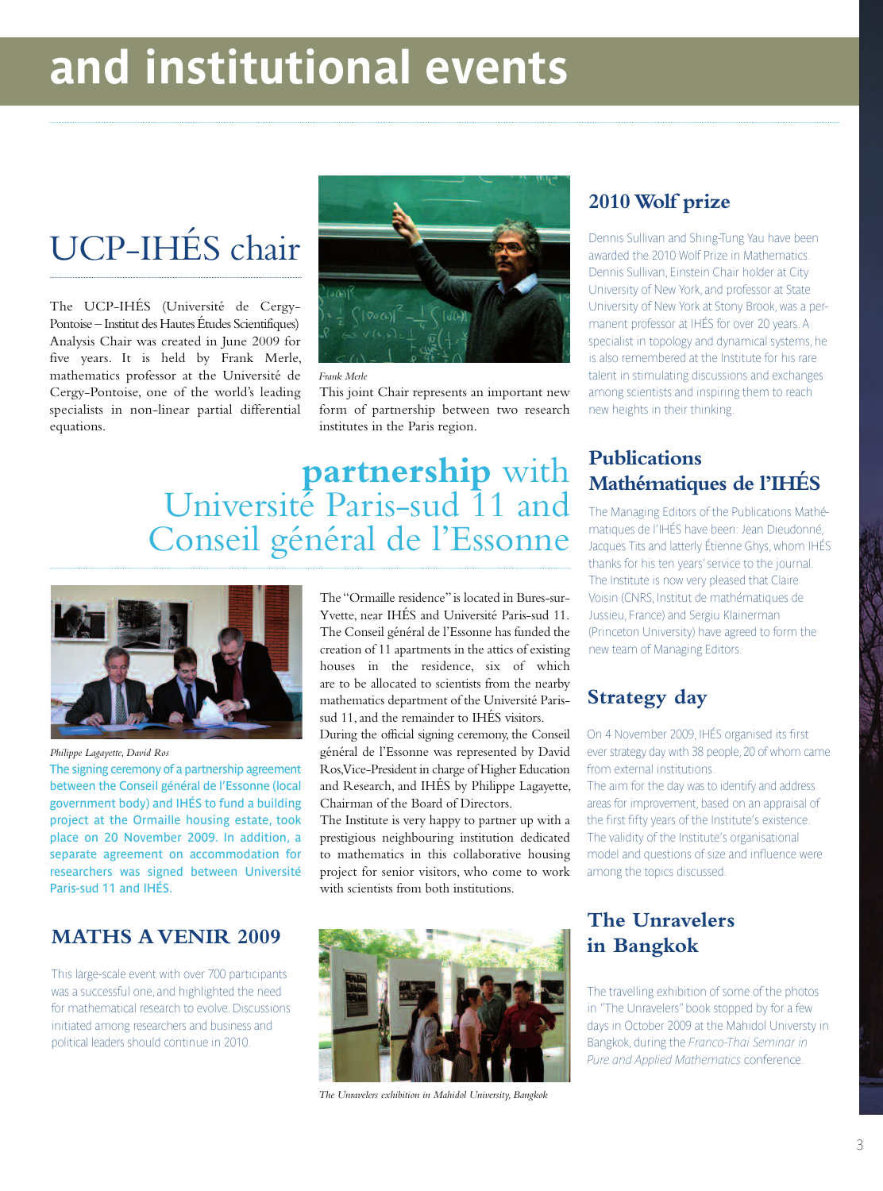# and institutional events

## UCP-IHÉS chair

The UCP-IHÉS (Université de Cergy-Pontoise – Institut des Hautes Études Scientifiques) Analysis Chair was created in June 2009 for five years. It is held by Frank Merle, mathematics professor at the Université de Cergy-Pontoise, one of the world's leading specialists in non-linear partial differential equations.

*Frank Merle*

This joint Chair represents an important new form of partnership between two research institutes in the Paris region.

## partnership with Université Paris-sud 11 and Conseil général de l'Essonne

*Philippe Lagayette, David Ros*

The signing ceremony of a partnership agreement between the Conseil général de l'Essonne (local government body) and IHÉS to fund a building project at the Ormaille housing estate, took place on 20 November 2009. In addition, a separate agreement on accommodation for researchers was signed between Université Paris-sud 11 and IHÉS.

The "Ormaille residence" is located in Bures-sur-Yvette, near IHÉS and Université Paris-sud 11. The Conseil général de l'Essonne has funded the creation of 11 apartments in the attics of existing houses in the residence, six of which are to be allocated to scientists from the nearby mathematics department of the Université Paris-sud 11, and the remainder to IHÉS visitors.

During the official signing ceremony, the Conseil général de l'Essonne was represented by David Ros, Vice-President in charge of Higher Education and Research, and IHÉS by Philippe Lagayette, Chairman of the Board of Directors.

The Institute is very happy to partner up with a prestigious neighbouring institution dedicated to mathematics in this collaborative housing project for senior visitors, who come to work with scientists from both institutions.

### MATHS A VENIR 2009

This large-scale event with over 700 participants was a successful one, and highlighted the need for mathematical research to evolve. Discussions initiated among researchers and business and political leaders should continue in 2010.

*The Unravelers exhibition in Mahidol University, Bangkok*

### 2010 Wolf prize

Dennis Sullivan and Shing-Tung Yau have been awarded the 2010 Wolf Prize in Mathematics. Dennis Sullivan, Einstein Chair holder at City University of New York, and professor at State University of New York at Stony Brook, was a permanent professor at IHÉS for over 20 years. A specialist in topology and dynamical systems, he is also remembered at the Institute for his rare talent in stimulating discussions and exchanges among scientists and inspiring them to reach new heights in their thinking.

### Publications Mathématiques de l'IHÉS

The Managing Editors of the Publications Mathématiques de l'IHÉS have been: Jean Dieudonné, Jacques Tits and latterly Étienne Ghys, whom IHÉS thanks for his ten years' service to the journal. The Institute is now very pleased that Claire Voisin (CNRS, Institut de mathématiques de Jussieu, France) and Sergiu Klainerman (Princeton University) have agreed to form the new team of Managing Editors.

### Strategy day

On 4 November 2009, IHÉS organised its first ever strategy day with 38 people, 20 of whom came from external institutions.

The aim for the day was to identify and address areas for improvement, based on an appraisal of the first fifty years of the Institute's existence. The validity of the Institute's organisational model and questions of size and influence were among the topics discussed.

### The Unravelers in Bangkok

The travelling exhibition of some of the photos in "The Unravelers" book stopped by for a few days in October 2009 at the Mahidol University in Bangkok, during the *Franco-Thai Seminar in Pure and Applied Mathematics* conference.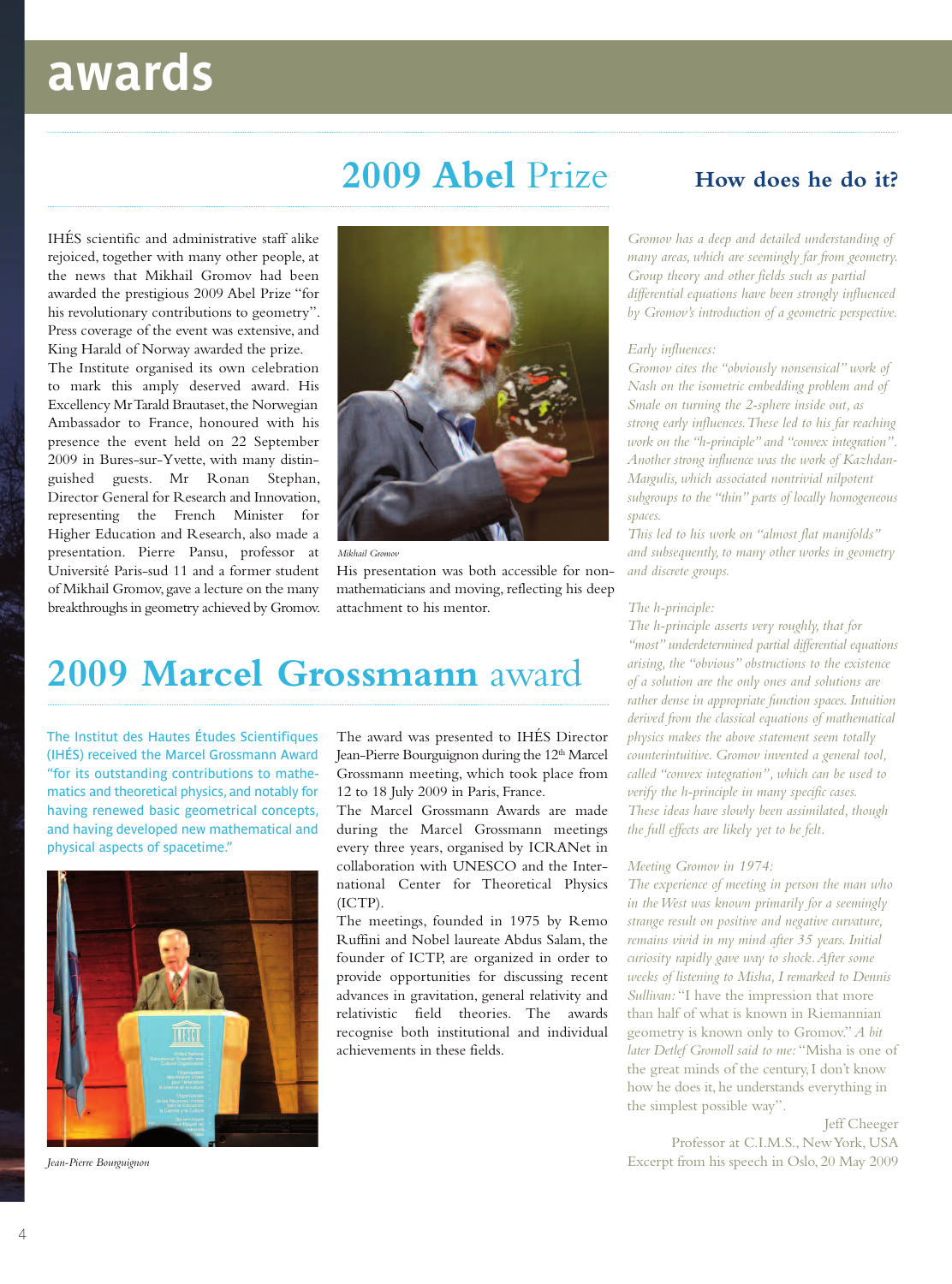# awards

## 2009 Abel Prize

IHÉS scientific and administrative staff alike rejoiced, together with many other people, at the news that Mikhail Gromov had been awarded the prestigious 2009 Abel Prize "for his revolutionary contributions to geometry". Press coverage of the event was extensive, and King Harald of Norway awarded the prize.

The Institute organised its own celebration to mark this amply deserved award. His Excellency Mr Tarald Brautaset, the Norwegian Ambassador to France, honoured with his presence the event held on 22 September 2009 in Bures-sur-Yvette, with many distinguished guests. Mr Ronan Stephan, Director General for Research and Innovation, representing the French Minister for Higher Education and Research, also made a presentation. Pierre Pansu, professor at Université Paris-sud 11 and a former student of Mikhail Gromov, gave a lecture on the many breakthroughs in geometry achieved by Gromov. His presentation was both accessible for non-mathematicians and moving, reflecting his deep attachment to his mentor.

*Mikhail Gromov*

## 2009 Marcel Grossmann award

The Institut des Hautes Études Scientifiques (IHÉS) received the Marcel Grossmann Award "for its outstanding contributions to mathematics and theoretical physics, and notably for having renewed basic geometrical concepts, and having developed new mathematical and physical aspects of spacetime."

*Jean-Pierre Bourguignon*

The award was presented to IHÉS Director Jean-Pierre Bourguignon during the 12th Marcel Grossmann meeting, which took place from 12 to 18 July 2009 in Paris, France.

The Marcel Grossmann Awards are made during the Marcel Grossmann meetings every three years, organised by ICRANet in collaboration with UNESCO and the International Center for Theoretical Physics (ICTP).

The meetings, founded in 1975 by Remo Ruffini and Nobel laureate Abdus Salam, the founder of ICTP, are organized in order to provide opportunities for discussing recent advances in gravitation, general relativity and relativistic field theories. The awards recognise both institutional and individual achievements in these fields.

### How does he do it?

*Gromov has a deep and detailed understanding of many areas, which are seemingly far from geometry. Group theory and other fields such as partial differential equations have been strongly influenced by Gromov's introduction of a geometric perspective.*

*Early influences:*
*Gromov cites the "obviously nonsensical" work of Nash on the isometric embedding problem and of Smale on turning the 2-sphere inside out, as strong early influences. These led to his far reaching work on the "h-principle" and "convex integration". Another strong influence was the work of Kazhdan-Margulis, which associated nontrivial nilpotent subgroups to the "thin" parts of locally homogeneous spaces.*
*This led to his work on "almost flat manifolds" and subsequently, to many other works in geometry and discrete groups.*

*The h-principle:*
*The h-principle asserts very roughly, that for "most" underdetermined partial differential equations arising, the "obvious" obstructions to the existence of a solution are the only ones and solutions are rather dense in appropriate function spaces. Intuition derived from the classical equations of mathematical physics makes the above statement seem totally counterintuitive. Gromov invented a general tool, called "convex integration", which can be used to verify the h-principle in many specific cases. These ideas have slowly been assimilated, though the full effects are likely yet to be felt.*

*Meeting Gromov in 1974:*
*The experience of meeting in person the man who in the West was known primarily for a seemingly strange result on positive and negative curvature, remains vivid in my mind after 35 years. Initial curiosity rapidly gave way to shock. After some weeks of listening to Misha, I remarked to Dennis Sullivan:* "I have the impression that more than half of what is known in Riemannian geometry is known only to Gromov." *A bit later Detlef Gromoll said to me:* "Misha is one of the great minds of the century, I don't know how he does it, he understands everything in the simplest possible way".

Jeff Cheeger
Professor at C.I.M.S., New York, USA
Excerpt from his speech in Oslo, 20 May 2009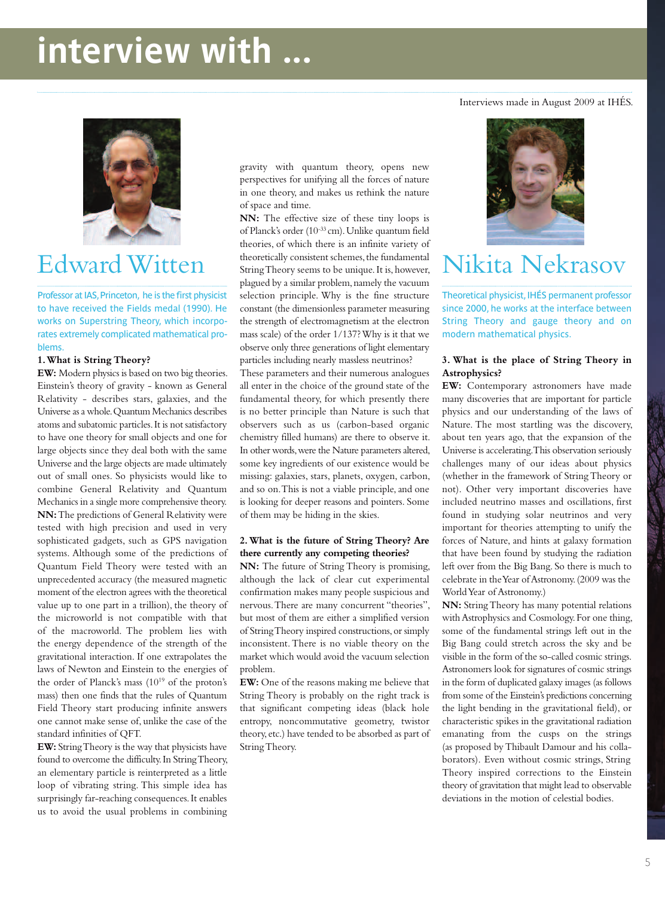# interview with ...

Interviews made in August 2009 at IHÉS.

## Edward Witten

Professor at IAS, Princeton, he is the first physicist to have received the Fields medal (1990). He works on Superstring Theory, which incorporates extremely complicated mathematical problems.

## Nikita Nekrasov

Theoretical physicist, IHÉS permanent professor since 2000, he works at the interface between String Theory and gauge theory and on modern mathematical physics.

### 1. What is String Theory?

**EW:** Modern physics is based on two big theories. Einstein's theory of gravity - known as General Relativity - describes stars, galaxies, and the Universe as a whole. Quantum Mechanics describes atoms and subatomic particles. It is not satisfactory to have one theory for small objects and one for large objects since they deal both with the same Universe and the large objects are made ultimately out of small ones. So physicists would like to combine General Relativity and Quantum Mechanics in a single more comprehensive theory.

**NN:** The predictions of General Relativity were tested with high precision and used in very sophisticated gadgets, such as GPS navigation systems. Although some of the predictions of Quantum Field Theory were tested with an unprecedented accuracy (the measured magnetic moment of the electron agrees with the theoretical value up to one part in a trillion), the theory of the microworld is not compatible with that of the macroworld. The problem lies with the energy dependence of the strength of the gravitational interaction. If one extrapolates the laws of Newton and Einstein to the energies of the order of Planck's mass ($10^{19}$ of the proton's mass) then one finds that the rules of Quantum Field Theory start producing infinite answers one cannot make sense of, unlike the case of the standard infinities of QFT.

**EW:** String Theory is the way that physicists have found to overcome the difficulty. In String Theory, an elementary particle is reinterpreted as a little loop of vibrating string. This simple idea has surprisingly far-reaching consequences. It enables us to avoid the usual problems in combining gravity with quantum theory, opens new perspectives for unifying all the forces of nature in one theory, and makes us rethink the nature of space and time.

**NN:** The effective size of these tiny loops is of Planck's order ($10^{-33}$ cm). Unlike quantum field theories, of which there is an infinite variety of theoretically consistent schemes, the fundamental String Theory seems to be unique. It is, however, plagued by a similar problem, namely the vacuum selection principle. Why is the fine structure constant (the dimensionless parameter measuring the strength of electromagnetism at the electron mass scale) of the order 1/137? Why is it that we observe only three generations of light elementary particles including nearly massless neutrinos? These parameters and their numerous analogues all enter in the choice of the ground state of the fundamental theory, for which presently there is no better principle than Nature is such that observers such as us (carbon-based organic chemistry filled humans) are there to observe it. In other words, were the Nature parameters altered, some key ingredients of our existence would be missing: galaxies, stars, planets, oxygen, carbon, and so on. This is not a viable principle, and one is looking for deeper reasons and pointers. Some of them may be hiding in the skies.

### 2. What is the future of String Theory? Are there currently any competing theories?

**NN:** The future of String Theory is promising, although the lack of clear cut experimental confirmation makes many people suspicious and nervous. There are many concurrent "theories", but most of them are either a simplified version of String Theory inspired constructions, or simply inconsistent. There is no viable theory on the market which would avoid the vacuum selection problem.

**EW:** One of the reasons making me believe that String Theory is probably on the right track is that significant competing ideas (black hole entropy, noncommutative geometry, twistor theory, etc.) have tended to be absorbed as part of String Theory.

### 3. What is the place of String Theory in Astrophysics?

**EW:** Contemporary astronomers have made many discoveries that are important for particle physics and our understanding of the laws of Nature. The most startling was the discovery, about ten years ago, that the expansion of the Universe is accelerating. This observation seriously challenges many of our ideas about physics (whether in the framework of String Theory or not). Other very important discoveries have included neutrino masses and oscillations, first found in studying solar neutrinos and very important for theories attempting to unify the forces of Nature, and hints at galaxy formation that have been found by studying the radiation left over from the Big Bang. So there is much to celebrate in the Year of Astronomy. (2009 was the World Year of Astronomy.)

**NN:** String Theory has many potential relations with Astrophysics and Cosmology. For one thing, some of the fundamental strings left out in the Big Bang could stretch across the sky and be visible in the form of the so-called cosmic strings. Astronomers look for signatures of cosmic strings in the form of duplicated galaxy images (as follows from some of the Einstein's predictions concerning the light bending in the gravitational field), or characteristic spikes in the gravitational radiation emanating from the cusps on the strings (as proposed by Thibault Damour and his collaborators). Even without cosmic strings, String Theory inspired corrections to the Einstein theory of gravitation that might lead to observable deviations in the motion of celestial bodies.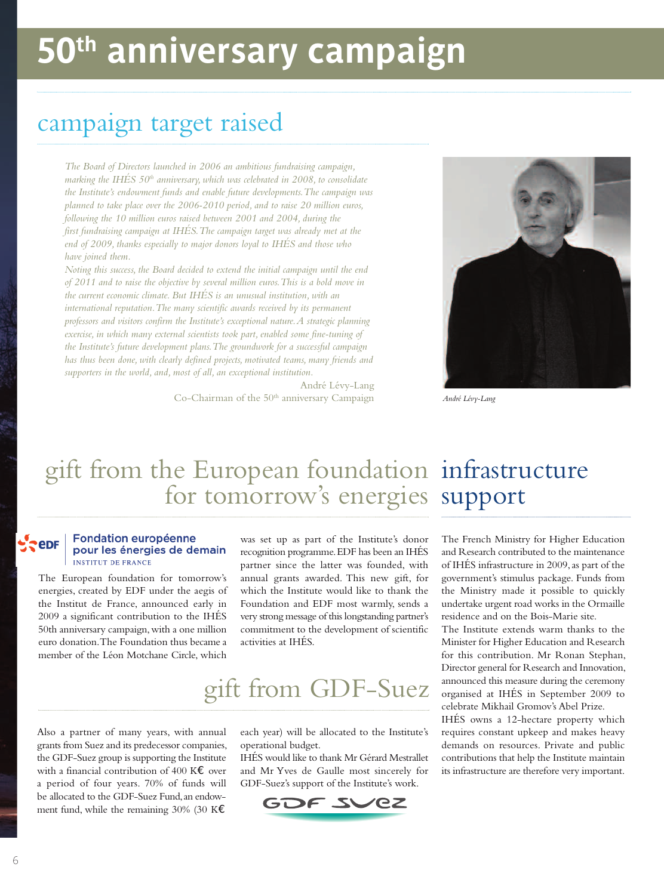# 50th anniversary campaign

## campaign target raised

*The Board of Directors launched in 2006 an ambitious fundraising campaign, marking the IHÉS 50th anniversary, which was celebrated in 2008, to consolidate the Institute's endowment funds and enable future developments. The campaign was planned to take place over the 2006-2010 period, and to raise 20 million euros, following the 10 million euros raised between 2001 and 2004, during the first fundraising campaign at IHÉS. The campaign target was already met at the end of 2009, thanks especially to major donors loyal to IHÉS and those who have joined them.*

*Noting this success, the Board decided to extend the initial campaign until the end of 2011 and to raise the objective by several million euros. This is a bold move in the current economic climate. But IHÉS is an unusual institution, with an international reputation. The many scientific awards received by its permanent professors and visitors confirm the Institute's exceptional nature. A strategic planning exercise, in which many external scientists took part, enabled some fine-tuning of the Institute's future development plans. The groundwork for a successful campaign has thus been done, with clearly defined projects, motivated teams, many friends and supporters in the world, and, most of all, an exceptional institution.*

André Lévy-Lang
Co-Chairman of the 50th anniversary Campaign

*André Lévy-Lang*

## gift from the European foundation for tomorrow's energies

**Fondation européenne pour les énergies de demain**
INSTITUT DE FRANCE

The European foundation for tomorrow's energies, created by EDF under the aegis of the Institut de France, announced early in 2009 a significant contribution to the IHÉS 50th anniversary campaign, with a one million euro donation. The Foundation thus became a member of the Léon Motchane Circle, which was set up as part of the Institute's donor recognition programme. EDF has been an IHÉS partner since the latter was founded, with annual grants awarded. This new gift, for which the Institute would like to thank the Foundation and EDF most warmly, sends a very strong message of this longstanding partner's commitment to the development of scientific activities at IHÉS.

## gift from GDF-Suez

Also a partner of many years, with annual grants from Suez and its predecessor companies, the GDF-Suez group is supporting the Institute with a financial contribution of 400 K€ over a period of four years. 70% of funds will be allocated to the GDF-Suez Fund, an endowment fund, while the remaining 30% (30 K€ each year) will be allocated to the Institute's operational budget.

IHÉS would like to thank Mr Gérard Mestrallet and Mr Yves de Gaulle most sincerely for GDF-Suez's support of the Institute's work.

## infrastructure support

The French Ministry for Higher Education and Research contributed to the maintenance of IHÉS infrastructure in 2009, as part of the government's stimulus package. Funds from the Ministry made it possible to quickly undertake urgent road works in the Ormaille residence and on the Bois-Marie site.

The Institute extends warm thanks to the Minister for Higher Education and Research for this contribution. Mr Ronan Stephan, Director general for Research and Innovation, announced this measure during the ceremony organised at IHÉS in September 2009 to celebrate Mikhail Gromov's Abel Prize.

IHÉS owns a 12-hectare property which requires constant upkeep and makes heavy demands on resources. Private and public contributions that help the Institute maintain its infrastructure are therefore very important.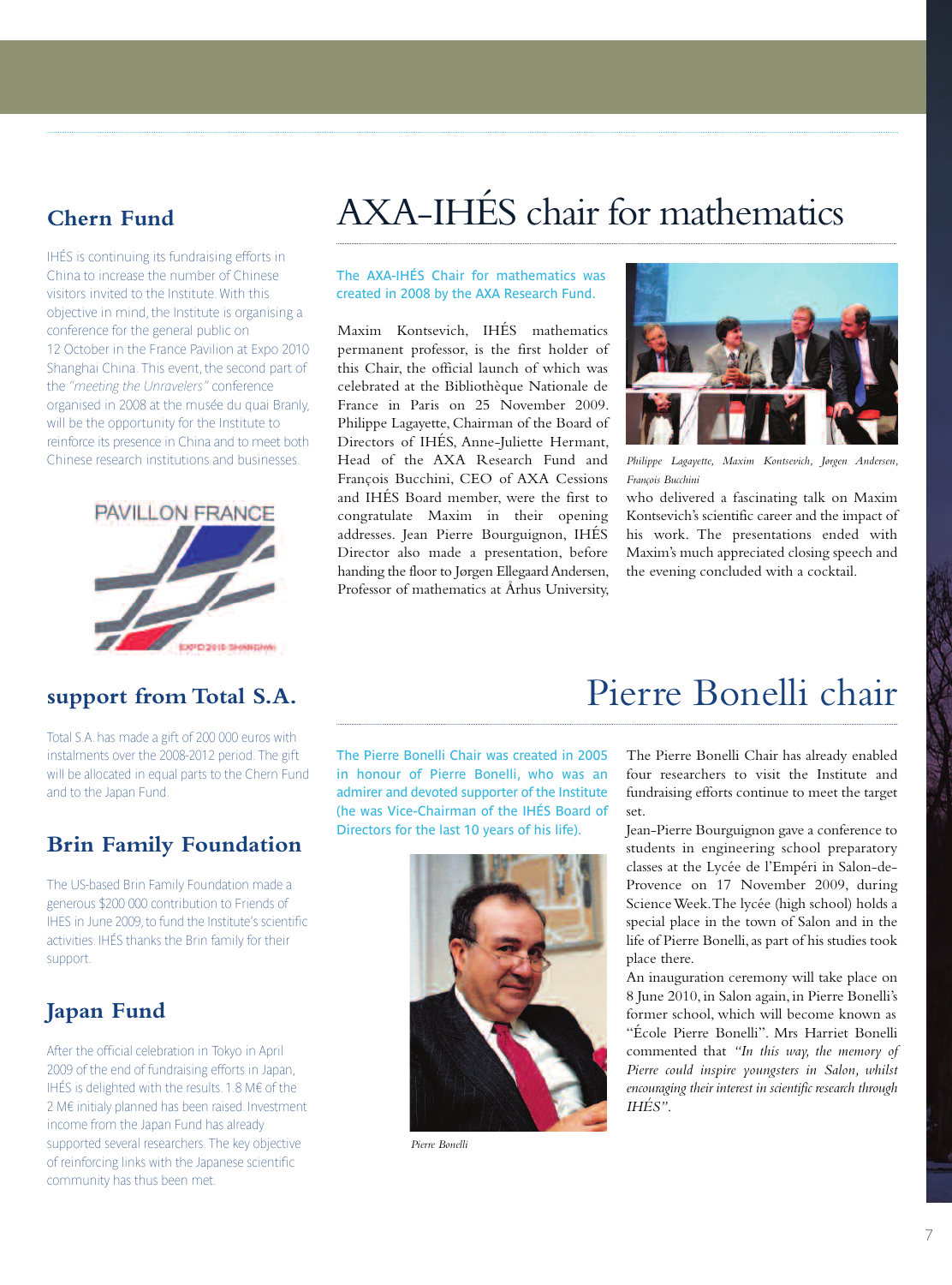## Chern Fund

IHÉS is continuing its fundraising efforts in China to increase the number of Chinese visitors invited to the Institute. With this objective in mind, the Institute is organising a conference for the general public on 12 October in the France Pavilion at Expo 2010 Shanghai China. This event, the second part of the *"meeting the Unravelers"* conference organised in 2008 at the musée du quai Branly, will be the opportunity for the Institute to reinforce its presence in China and to meet both Chinese research institutions and businesses.

## support from Total S.A.

Total S.A. has made a gift of 200 000 euros with instalments over the 2008-2012 period. The gift will be allocated in equal parts to the Chern Fund and to the Japan Fund.

## Brin Family Foundation

The US-based Brin Family Foundation made a generous $200 000 contribution to Friends of IHES in June 2009, to fund the Institute's scientific activities. IHÉS thanks the Brin family for their support.

## Japan Fund

After the official celebration in Tokyo in April 2009 of the end of fundraising efforts in Japan, IHÉS is delighted with the results. 1.8 M€ of the 2 M€ initialy planned has been raised. Investment income from the Japan Fund has already supported several researchers. The key objective of reinforcing links with the Japanese scientific community has thus been met.

# AXA-IHÉS chair for mathematics

The AXA-IHÉS Chair for mathematics was created in 2008 by the AXA Research Fund.

Maxim Kontsevich, IHÉS mathematics permanent professor, is the first holder of this Chair, the official launch of which was celebrated at the Bibliothèque Nationale de France in Paris on 25 November 2009. Philippe Lagayette, Chairman of the Board of Directors of IHÉS, Anne-Juliette Hermant, Head of the AXA Research Fund and François Bucchini, CEO of AXA Cessions and IHÉS Board member, were the first to congratulate Maxim in their opening addresses. Jean Pierre Bourguignon, IHÉS Director also made a presentation, before handing the floor to Jørgen Ellegaard Andersen, Professor of mathematics at Århus University, who delivered a fascinating talk on Maxim Kontsevich's scientific career and the impact of his work. The presentations ended with Maxim's much appreciated closing speech and the evening concluded with a cocktail.

*Philippe Lagayette, Maxim Kontsevich, Jørgen Andersen, François Bucchini*

# Pierre Bonelli chair

The Pierre Bonelli Chair was created in 2005 in honour of Pierre Bonelli, who was an admirer and devoted supporter of the Institute (he was Vice-Chairman of the IHÉS Board of Directors for the last 10 years of his life).

*Pierre Bonelli*

The Pierre Bonelli Chair has already enabled four researchers to visit the Institute and fundraising efforts continue to meet the target set.

Jean-Pierre Bourguignon gave a conference to students in engineering school preparatory classes at the Lycée de l'Empéri in Salon-de-Provence on 17 November 2009, during Science Week. The lycée (high school) holds a special place in the town of Salon and in the life of Pierre Bonelli, as part of his studies took place there.

An inauguration ceremony will take place on 8 June 2010, in Salon again, in Pierre Bonelli's former school, which will become known as "École Pierre Bonelli". Mrs Harriet Bonelli commented that *"In this way, the memory of Pierre could inspire youngsters in Salon, whilst encouraging their interest in scientific research through IHÉS"*.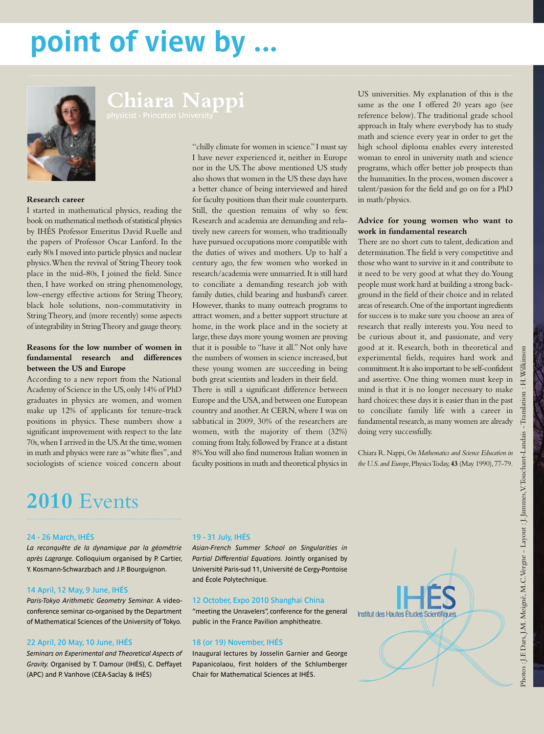# point of view by ...

## Chiara Nappi

physicist - Princeton University

### Research career

I started in mathematical physics, reading the book on mathematical methods of statistical physics by IHÉS Professor Emeritus David Ruelle and the papers of Professor Oscar Lanford. In the early 80s I moved into particle physics and nuclear physics. When the revival of String Theory took place in the mid-80s, I joined the field. Since then, I have worked on string phenomenology, low-energy effective actions for String Theory, black hole solutions, non-commutativity in String Theory, and (more recently) some aspects of integrability in String Theory and gauge theory.

### Reasons for the low number of women in fundamental research and differences between the US and Europe

According to a new report from the National Academy of Science in the US, only 14% of PhD graduates in physics are women, and women make up 12% of applicants for tenure-track positions in physics. These numbers show a significant improvement with respect to the late 70s, when I arrived in the US. At the time, women in math and physics were rare as "white flies", and sociologists of science voiced concern about "chilly climate for women in science." I must say I have never experienced it, neither in Europe nor in the US. The above mentioned US study also shows that women in the US these days have a better chance of being interviewed and hired for faculty positions than their male counterparts. Still, the question remains of why so few. Research and academia are demanding and relatively new careers for women, who traditionally have pursued occupations more compatible with the duties of wives and mothers. Up to half a century ago, the few women who worked in research/academia were unmarried. It is still hard to conciliate a demanding research job with family duties, child bearing and husband's career. However, thanks to many outreach programs to attract women, and a better support structure at home, in the work place and in the society at large, these days more young women are proving that it is possible to "have it all." Not only have the numbers of women in science increased, but these young women are succeeding in being both great scientists and leaders in their field.

There is still a significant difference between Europe and the USA, and between one European country and another. At CERN, where I was on sabbatical in 2009, 30% of the researchers are women, with the majority of them (32%) coming from Italy, followed by France at a distant 8%. You will also find numerous Italian women in faculty positions in math and theoretical physics in US universities. My explanation of this is the same as the one I offered 20 years ago (see reference below). The traditional grade school approach in Italy where everybody has to study math and science every year in order to get the high school diploma enables every interested woman to enrol in university math and science programs, which offer better job prospects than the humanities. In the process, women discover a talent/passion for the field and go on for a PhD in math/physics.

### Advice for young women who want to work in fundamental research

There are no short cuts to talent, dedication and determination. The field is very competitive and those who want to survive in it and contribute to it need to be very good at what they do. Young people must work hard at building a strong background in the field of their choice and in related areas of research. One of the important ingredients for success is to make sure you choose an area of research that really interests you. You need to be curious about it, and passionate, and very good at it. Research, both in theoretical and experimental fields, requires hard work and commitment. It is also important to be self-confident and assertive. One thing women must keep in mind is that it is no longer necessary to make hard choices: these days it is easier than in the past to conciliate family life with a career in fundamental research, as many women are already doing very successfully.

Chiara R. Nappi, *On Mathematics and Science Education in the U.S. and Europe*, Physics Today, **43** (May 1990), 77-79.

## 2010 Events

**24 - 26 March, IHÉS**
*La reconquête de la dynamique par la géométrie après Lagrange.* Colloquium organised by P. Cartier, Y. Kosmann-Schwarzbach and J.P. Bourguignon.

**14 April, 12 May, 9 June, IHÉS**
*Paris-Tokyo Arithmetic Geometry Seminar.* A video-conference seminar co-organised by the Department of Mathematical Sciences of the University of Tokyo.

**22 April, 20 May, 10 June, IHÉS**
*Seminars on Experimental and Theoretical Aspects of Gravity.* Organised by T. Damour (IHÉS), C. Deffayet (APC) and P. Vanhove (CEA-Saclay & IHÉS)

**19 - 31 July, IHÉS**
*Asian-French Summer School on Singularities in Partial Differential Equations.* Jointly organised by Université Paris-sud 11, Université de Cergy-Pontoise and École Polytechnique.

**12 October, Expo 2010 Shanghai China**
"meeting the Unravelers", conference for the general public in the France Pavilion amphitheatre.

**18 (or 19) November, IHÉS**
Inaugural lectures by Josselin Garnier and George Papanicolaou, first holders of the Schlumberger Chair for Mathematical Sciences at IHÉS.

IHÉS
Institut des Hautes Études Scientifiques

Photos : J.F. Dars, J.M. Meigné, M.C. Vergne – Layout : J. Jammes, V. Touchant-Landais – Translation : H. Wilkinson